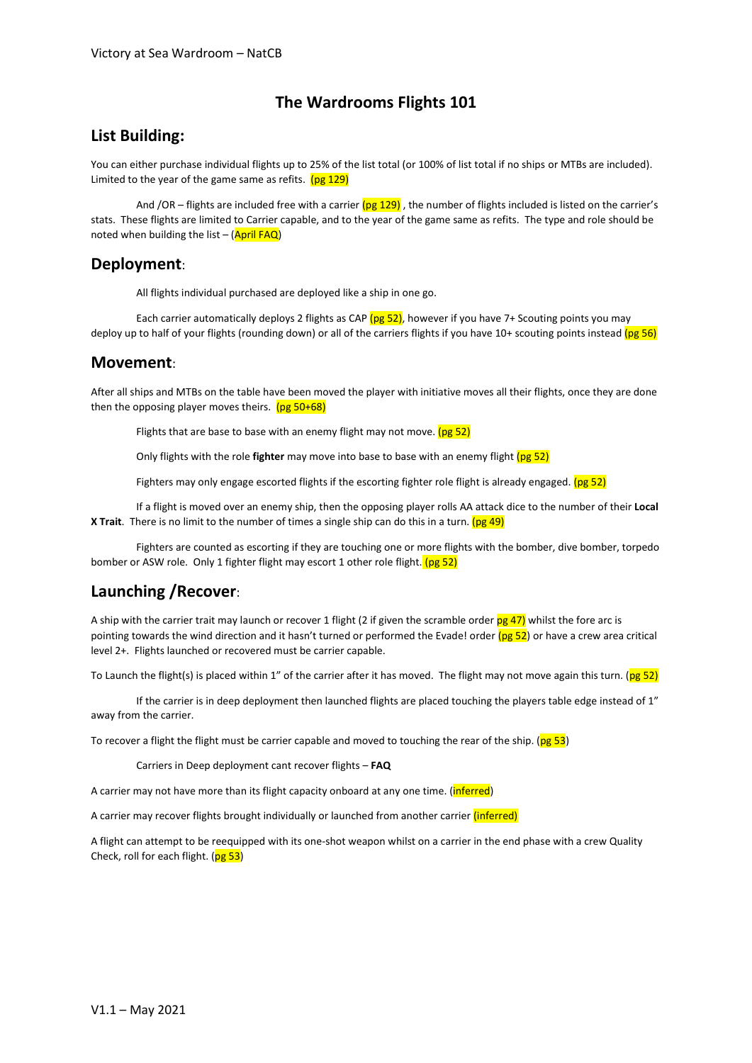# The Wardrooms Flights 101

## List Building:

You can either purchase individual flights up to 25% of the list total (or 100% of list total if no ships or MTBs are included). Limited to the year of the game same as refits. (pg 129)

And /OR – flights are included free with a carrier (pg 129) , the number of flights included is listed on the carrier's stats. These flights are limited to Carrier capable, and to the year of the game same as refits. The type and role should be noted when building the list – (April FAQ)

## Deployment:

All flights individual purchased are deployed like a ship in one go.

Each carrier automatically deploys 2 flights as CAP (pg 52), however if you have 7+ Scouting points you may deploy up to half of your flights (rounding down) or all of the carriers flights if you have 10+ scouting points instead (pg 56)

## Movement:

After all ships and MTBs on the table have been moved the player with initiative moves all their flights, once they are done then the opposing player moves theirs. (pg 50+68)

Flights that are base to base with an enemy flight may not move. (pg 52)

Only flights with the role **fighter** may move into base to base with an enemy flight (pg 52)

Fighters may only engage escorted flights if the escorting fighter role flight is already engaged. (pg 52)

If a flight is moved over an enemy ship, then the opposing player rolls AA attack dice to the number of their **Local X Trait**. There is no limit to the number of times a single ship can do this in a turn. (pg 49)

Fighters are counted as escorting if they are touching one or more flights with the bomber, dive bomber, torpedo bomber or ASW role. Only 1 fighter flight may escort 1 other role flight. (pg 52)

## Launching /Recover:

A ship with the carrier trait may launch or recover 1 flight (2 if given the scramble order pg 47) whilst the fore arc is pointing towards the wind direction and it hasn't turned or performed the Evade! order (pg 52) or have a crew area critical level 2+. Flights launched or recovered must be carrier capable.

To Launch the flight(s) is placed within 1" of the carrier after it has moved. The flight may not move again this turn. (pg 52)

If the carrier is in deep deployment then launched flights are placed touching the players table edge instead of 1" away from the carrier.

To recover a flight the flight must be carrier capable and moved to touching the rear of the ship. (pg 53)

Carriers in Deep deployment cant recover flights – **FAQ**

A carrier may not have more than its flight capacity onboard at any one time. (inferred)

A carrier may recover flights brought individually or launched from another carrier (inferred)

A flight can attempt to be reequipped with its one-shot weapon whilst on a carrier in the end phase with a crew Quality Check, roll for each flight. (pg 53)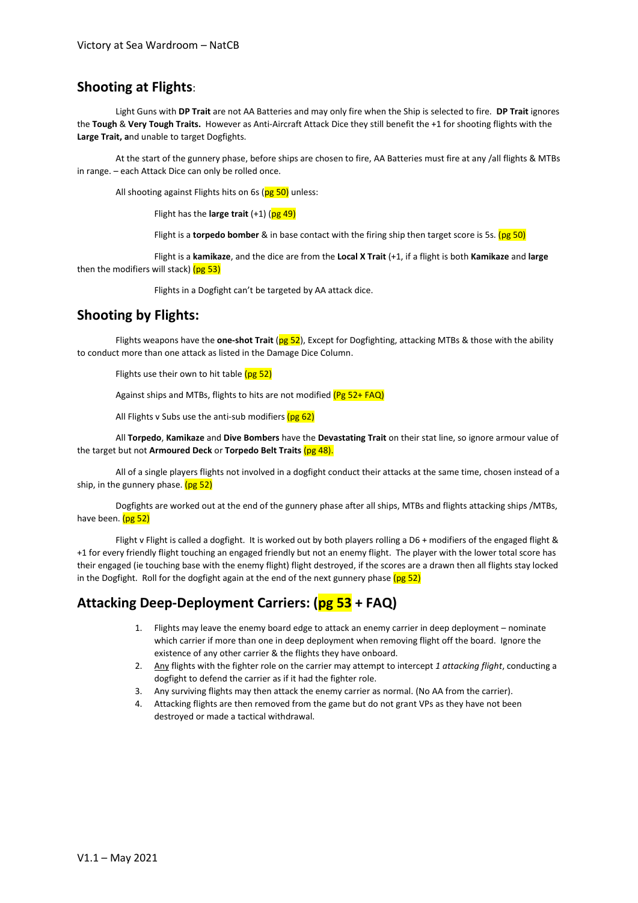## Shooting at Flights:

Light Guns with **DP Trait** are not AA Batteries and may only fire when the Ship is selected to fire. **DP Trait** ignores the **Tough** & **Very Tough Traits.** However as Anti-Aircraft Attack Dice they still benefit the +1 for shooting flights with the **Large Trait, a**nd unable to target Dogfights.

At the start of the gunnery phase, before ships are chosen to fire, AA Batteries must fire at any /all flights & MTBs in range. – each Attack Dice can only be rolled once.

All shooting against Flights hits on 6s (pg 50) unless:

Flight has the **large trait** (+1) (pg 49)

Flight is a **torpedo bomber** & in base contact with the firing ship then target score is 5s. (pg 50)

Flight is a **kamikaze**, and the dice are from the **Local X Trait** (+1, if a flight is both **Kamikaze** and **large** then the modifiers will stack) (pg 53)

Flights in a Dogfight can't be targeted by AA attack dice.

## Shooting by Flights:

Flights weapons have the **one-shot Trait** (pg 52), Except for Dogfighting, attacking MTBs & those with the ability to conduct more than one attack as listed in the Damage Dice Column.

Flights use their own to hit table (pg 52)

Against ships and MTBs, flights to hits are not modified (Pg 52+ FAQ)

All Flights v Subs use the anti-sub modifiers (pg 62)

All **Torpedo**, **Kamikaze** and **Dive Bombers** have the **Devastating Trait** on their stat line, so ignore armour value of the target but not **Armoured Deck** or **Torpedo Belt Traits** (pg 48).

All of a single players flights not involved in a dogfight conduct their attacks at the same time, chosen instead of a ship, in the gunnery phase. (pg 52)

Dogfights are worked out at the end of the gunnery phase after all ships, MTBs and flights attacking ships /MTBs, have been. (pg 52)

Flight v Flight is called a dogfight. It is worked out by both players rolling a D6 + modifiers of the engaged flight & +1 for every friendly flight touching an engaged friendly but not an enemy flight. The player with the lower total score has their engaged (ie touching base with the enemy flight) flight destroyed, if the scores are a drawn then all flights stay locked in the Dogfight. Roll for the dogfight again at the end of the next gunnery phase (pg 52)

## Attacking Deep-Deployment Carriers: (pg 53 + FAQ)

1. Flights may leave the enemy board edge to attack an enemy carrier in deep deployment – nominate which carrier if more than one in deep deployment when removing flight off the board. Ignore the existence of any other carrier & the flights they have onboard.
2. <u>Any</u> flights with the fighter role on the carrier may attempt to intercept *1 attacking flight*, conducting a dogfight to defend the carrier as if it had the fighter role.
3. Any surviving flights may then attack the enemy carrier as normal. (No AA from the carrier).
4. Attacking flights are then removed from the game but do not grant VPs as they have not been destroyed or made a tactical withdrawal.

V1.1 – May 2021